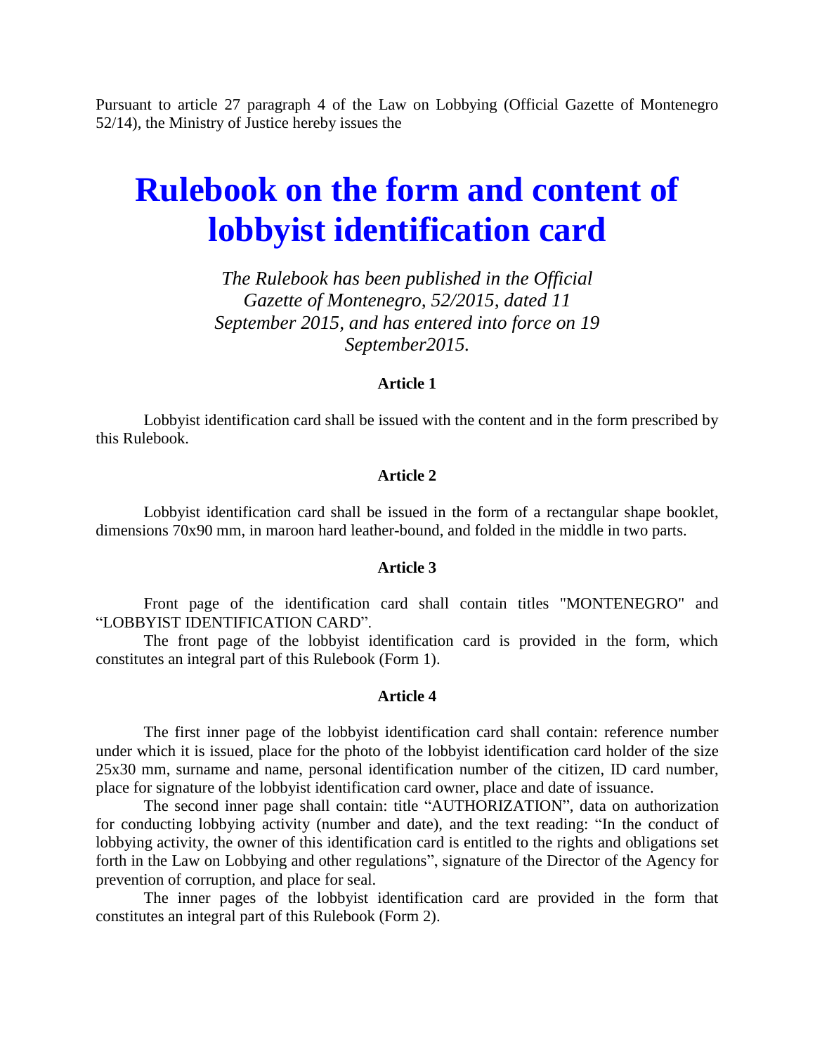Pursuant to article 27 paragraph 4 of the Law on Lobbying (Official Gazette of Montenegro 52/14), the Ministry of Justice hereby issues the

# Rulebook on the form and content of lobbyist identification card

*The Rulebook has been published in the Official Gazette of Montenegro, 52/2015, dated 11 September 2015, and has entered into force on 19 September2015.*

**Article 1**

Lobbyist identification card shall be issued with the content and in the form prescribed by this Rulebook.

**Article 2**

Lobbyist identification card shall be issued in the form of a rectangular shape booklet, dimensions 70x90 mm, in maroon hard leather-bound, and folded in the middle in two parts.

**Article 3**

Front page of the identification card shall contain titles "MONTENEGRO" and "LOBBYIST IDENTIFICATION CARD".

The front page of the lobbyist identification card is provided in the form, which constitutes an integral part of this Rulebook (Form 1).

**Article 4**

The first inner page of the lobbyist identification card shall contain: reference number under which it is issued, place for the photo of the lobbyist identification card holder of the size 25x30 mm, surname and name, personal identification number of the citizen, ID card number, place for signature of the lobbyist identification card owner, place and date of issuance.

The second inner page shall contain: title "AUTHORIZATION", data on authorization for conducting lobbying activity (number and date), and the text reading: "In the conduct of lobbying activity, the owner of this identification card is entitled to the rights and obligations set forth in the Law on Lobbying and other regulations", signature of the Director of the Agency for prevention of corruption, and place for seal.

The inner pages of the lobbyist identification card are provided in the form that constitutes an integral part of this Rulebook (Form 2).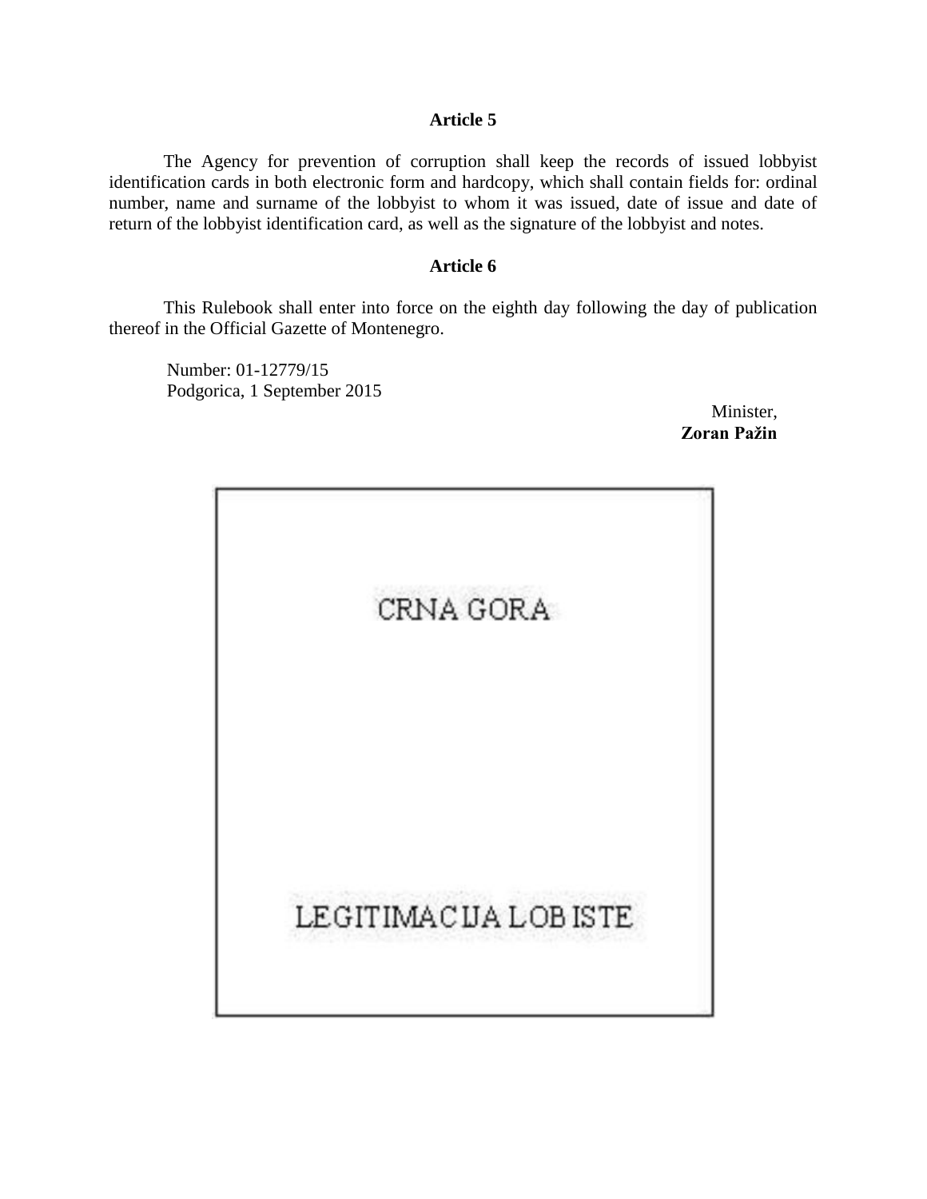### Article 5

The Agency for prevention of corruption shall keep the records of issued lobbyist identification cards in both electronic form and hardcopy, which shall contain fields for: ordinal number, name and surname of the lobbyist to whom it was issued, date of issue and date of return of the lobbyist identification card, as well as the signature of the lobbyist and notes.

### Article 6

This Rulebook shall enter into force on the eighth day following the day of publication thereof in the Official Gazette of Montenegro.

Number: 01-12779/15
Podgorica, 1 September 2015

Minister,
**Zoran Pažin**

CRNA GORA

LEGITIMACIJA LOBISTE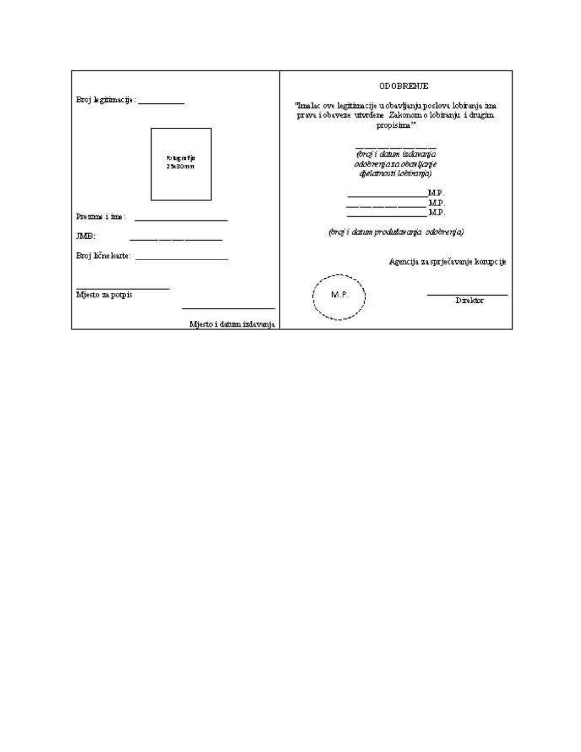Broj legitimacije: __________

Fotografija 25x30mm

Prezime i ime: ____________________

JMB: ____________________

Broj lične karte: ____________________

____________________
Mjesto za potpis

____________________
Mjesto i datum izdavanja

ODOBRENJE

"Imalac ove legitimacije u obavljanju poslova lobiranja ima prava i obaveze utvrđene Zakonom o lobiranju i drugim propisima"

____________________
*(broj i datum izdavanja odobrenja za obavljanje djelatnosti lobiranja)*

________________ M.P.
________________ M.P.
________________ M.P.

*(broj i datum produžavanja odobrenja)*

Agencija za sprječavanje korupcije

M.P.

____________________
Direktor